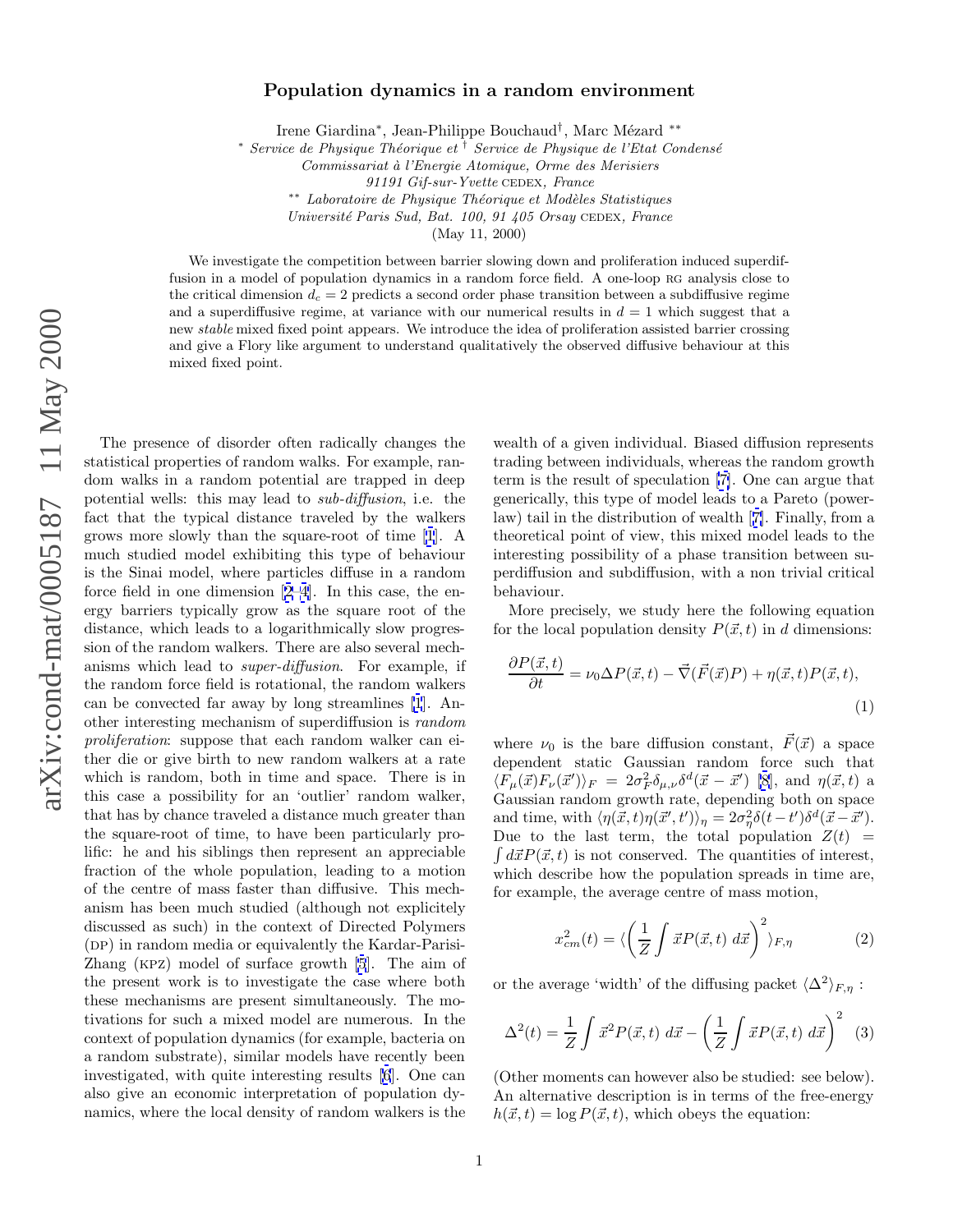# Population dynamics in a random environment

Irene Giardina*, Jean-Philippe Bouchaud†, Marc Mézard **

\* *Service de Physique Théorique et* † *Service de Physique de l'Etat Condensé*
*Commissariat à l'Energie Atomique, Orme des Merisiers*
*91191 Gif-sur-Yvette* CEDEX*, France*
\*\* *Laboratoire de Physique Théorique et Modèles Statistiques*
*Université Paris Sud, Bat. 100, 91 405 Orsay* CEDEX*, France*
(May 11, 2000)

We investigate the competition between barrier slowing down and proliferation induced superdiffusion in a model of population dynamics in a random force field. A one-loop RG analysis close to the critical dimension $d_c = 2$ predicts a second order phase transition between a subdiffusive regime and a superdiffusive regime, at variance with our numerical results in $d = 1$ which suggest that a new *stable* mixed fixed point appears. We introduce the idea of proliferation assisted barrier crossing and give a Flory like argument to understand qualitatively the observed diffusive behaviour at this mixed fixed point.

The presence of disorder often radically changes the statistical properties of random walks. For example, random walks in a random potential are trapped in deep potential wells: this may lead to *sub-diffusion*, i.e. the fact that the typical distance traveled by the walkers grows more slowly than the square-root of time [1]. A much studied model exhibiting this type of behaviour is the Sinai model, where particles diffuse in a random force field in one dimension [2–4]. In this case, the energy barriers typically grow as the square root of the distance, which leads to a logarithmically slow progression of the random walkers. There are also several mechanisms which lead to *super-diffusion*. For example, if the random force field is rotational, the random walkers can be convected far away by long streamlines [1]. Another interesting mechanism of superdiffusion is *random proliferation*: suppose that each random walker can either die or give birth to new random walkers at a rate which is random, both in time and space. There is in this case a possibility for an 'outlier' random walker, that has by chance traveled a distance much greater than the square-root of time, to have been particularly prolific: he and his siblings then represent an appreciable fraction of the whole population, leading to a motion of the centre of mass faster than diffusive. This mechanism has been much studied (although not explicitely discussed as such) in the context of Directed Polymers (DP) in random media or equivalently the Kardar-Parisi-Zhang (KPZ) model of surface growth [5]. The aim of the present work is to investigate the case where both these mechanisms are present simultaneously. The motivations for such a mixed model are numerous. In the context of population dynamics (for example, bacteria on a random substrate), similar models have recently been investigated, with quite interesting results [6]. One can also give an economic interpretation of population dynamics, where the local density of random walkers is the wealth of a given individual. Biased diffusion represents trading between individuals, whereas the random growth term is the result of speculation [7]. One can argue that generically, this type of model leads to a Pareto (power-law) tail in the distribution of wealth [7]. Finally, from a theoretical point of view, this mixed model leads to the interesting possibility of a phase transition between superdiffusion and subdiffusion, with a non trivial critical behaviour.

More precisely, we study here the following equation for the local population density $P(\vec{x},t)$ in $d$ dimensions:

$$\frac{\partial P(\vec{x},t)}{\partial t} = \nu_0 \Delta P(\vec{x},t) - \vec{\nabla}(\vec{F}(\vec{x})P) + \eta(\vec{x},t)P(\vec{x},t), \tag{1}$$

where $\nu_0$ is the bare diffusion constant, $\vec{F}(\vec{x})$ a space dependent static Gaussian random force such that $\langle F_\mu(\vec{x})F_\nu(\vec{x}')\rangle_F = 2\sigma_F^2 \delta_{\mu,\nu}\delta^d(\vec{x}-\vec{x}')$ [8], and $\eta(\vec{x},t)$ a Gaussian random growth rate, depending both on space and time, with $\langle \eta(\vec{x},t)\eta(\vec{x}',t')\rangle_\eta = 2\sigma_\eta^2 \delta(t-t')\delta^d(\vec{x}-\vec{x}')$. Due to the last term, the total population $Z(t) = \int d\vec{x} P(\vec{x},t)$ is not conserved. The quantities of interest, which describe how the population spreads in time are, for example, the average centre of mass motion,

$$x_{cm}^2(t) = \langle \left( \frac{1}{Z}\int \vec{x}P(\vec{x},t)\, d\vec{x} \right)^2 \rangle_{F,\eta} \tag{2}$$

or the average 'width' of the diffusing packet $\langle \Delta^2 \rangle_{F,\eta}$ :

$$\Delta^2(t) = \frac{1}{Z}\int \vec{x}^2 P(\vec{x},t)\, d\vec{x} - \left( \frac{1}{Z}\int \vec{x}P(\vec{x},t)\, d\vec{x} \right)^2 \tag{3}$$

(Other moments can however also be studied: see below). An alternative description is in terms of the free-energy $h(\vec{x},t) = \log P(\vec{x},t)$, which obeys the equation: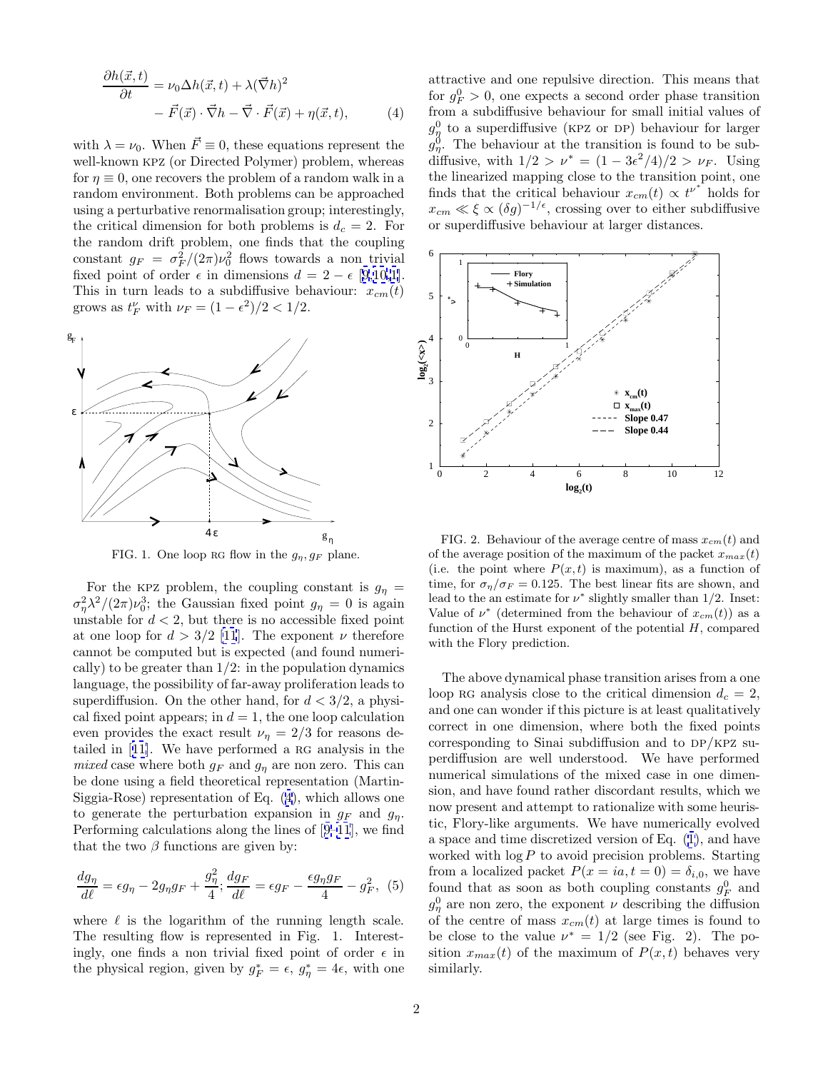$$\frac{\partial h(\vec{x},t)}{\partial t} = \nu_0 \Delta h(\vec{x},t) + \lambda(\vec{\nabla} h)^2 - \vec{F}(\vec{x}) \cdot \vec{\nabla} h - \vec{\nabla} \cdot \vec{F}(\vec{x}) + \eta(\vec{x},t), \quad (4)$$

with $\lambda = \nu_0$. When $\vec{F} \equiv 0$, these equations represent the well-known KPZ (or Directed Polymer) problem, whereas for $\eta \equiv 0$, one recovers the problem of a random walk in a random environment. Both problems can be approached using a perturbative renormalisation group; interestingly, the critical dimension for both problems is $d_c = 2$. For the random drift problem, one finds that the coupling constant $g_F = \sigma_F^2/(2\pi)\nu_0^2$ flows towards a non trivial fixed point of order $\epsilon$ in dimensions $d = 2 - \epsilon$ [9,10,11]. This in turn leads to a subdiffusive behaviour: $x_{cm}(t)$ grows as $t_F^{\nu}$ with $\nu_F = (1-\epsilon^2)/2 < 1/2$.

FIG. 1. One loop RG flow in the $g_\eta, g_F$ plane.

For the KPZ problem, the coupling constant is $g_\eta = \sigma_\eta^2 \lambda^2/(2\pi)\nu_0^3$; the Gaussian fixed point $g_\eta = 0$ is again unstable for $d < 2$, but there is no accessible fixed point at one loop for $d > 3/2$ [11]. The exponent $\nu$ therefore cannot be computed but is expected (and found numerically) to be greater than $1/2$: in the population dynamics language, the possibility of far-away proliferation leads to superdiffusion. On the other hand, for $d < 3/2$, a physical fixed point appears; in $d = 1$, the one loop calculation even provides the exact result $\nu_\eta = 2/3$ for reasons detailed in [11]. We have performed a RG analysis in the *mixed* case where both $g_F$ and $g_\eta$ are non zero. This can be done using a field theoretical representation (Martin-Siggia-Rose) representation of Eq. (4), which allows one to generate the perturbation expansion in $g_F$ and $g_\eta$. Performing calculations along the lines of [9–11], we find that the two $\beta$ functions are given by:

$$\frac{dg_\eta}{d\ell} = \epsilon g_\eta - 2g_\eta g_F + \frac{g_\eta^2}{4}; \frac{dg_F}{d\ell} = \epsilon g_F - \frac{\epsilon g_\eta g_F}{4} - g_F^2, \quad (5)$$

where $\ell$ is the logarithm of the running length scale. The resulting flow is represented in Fig. 1. Interestingly, one finds a non trivial fixed point of order $\epsilon$ in the physical region, given by $g_F^* = \epsilon$, $g_\eta^* = 4\epsilon$, with one attractive and one repulsive direction. This means that for $g_F^0 > 0$, one expects a second order phase transition from a subdiffusive behaviour for small initial values of $g_\eta^0$ to a superdiffusive (KPZ or DP) behaviour for larger $g_\eta^0$. The behaviour at the transition is found to be subdiffusive, with $1/2 > \nu^* = (1 - 3\epsilon^2/4)/2 > \nu_F$. Using the linearized mapping close to the transition point, one finds that the critical behaviour $x_{cm}(t) \propto t^{\nu^*}$ holds for $x_{cm} \ll \xi \propto (\delta g)^{-1/\epsilon}$, crossing over to either subdiffusive or superdiffusive behaviour at larger distances.

FIG. 2. Behaviour of the average centre of mass $x_{cm}(t)$ and of the average position of the maximum of the packet $x_{max}(t)$ (i.e. the point where $P(x,t)$ is maximum), as a function of time, for $\sigma_\eta/\sigma_F = 0.125$. The best linear fits are shown, and lead to the an estimate for $\nu^*$ slightly smaller than $1/2$. Inset: Value of $\nu^*$ (determined from the behaviour of $x_{cm}(t)$) as a function of the Hurst exponent of the potential $H$, compared with the Flory prediction.

The above dynamical phase transition arises from a one loop RG analysis close to the critical dimension $d_c = 2$, and one can wonder if this picture is at least qualitatively correct in one dimension, where both the fixed points corresponding to Sinai subdiffusion and to DP/KPZ superdiffusion are well understood. We have performed numerical simulations of the mixed case in one dimension, and have found rather discordant results, which we now present and attempt to rationalize with some heuristic, Flory-like arguments. We have numerically evolved a space and time discretized version of Eq. (1), and have worked with $\log P$ to avoid precision problems. Starting from a localized packet $P(x = ia, t = 0) = \delta_{i,0}$, we have found that as soon as both coupling constants $g_F^0$ and $g_\eta^0$ are non zero, the exponent $\nu$ describing the diffusion of the centre of mass $x_{cm}(t)$ at large times is found to be close to the value $\nu^* = 1/2$ (see Fig. 2). The position $x_{max}(t)$ of the maximum of $P(x,t)$ behaves very similarly.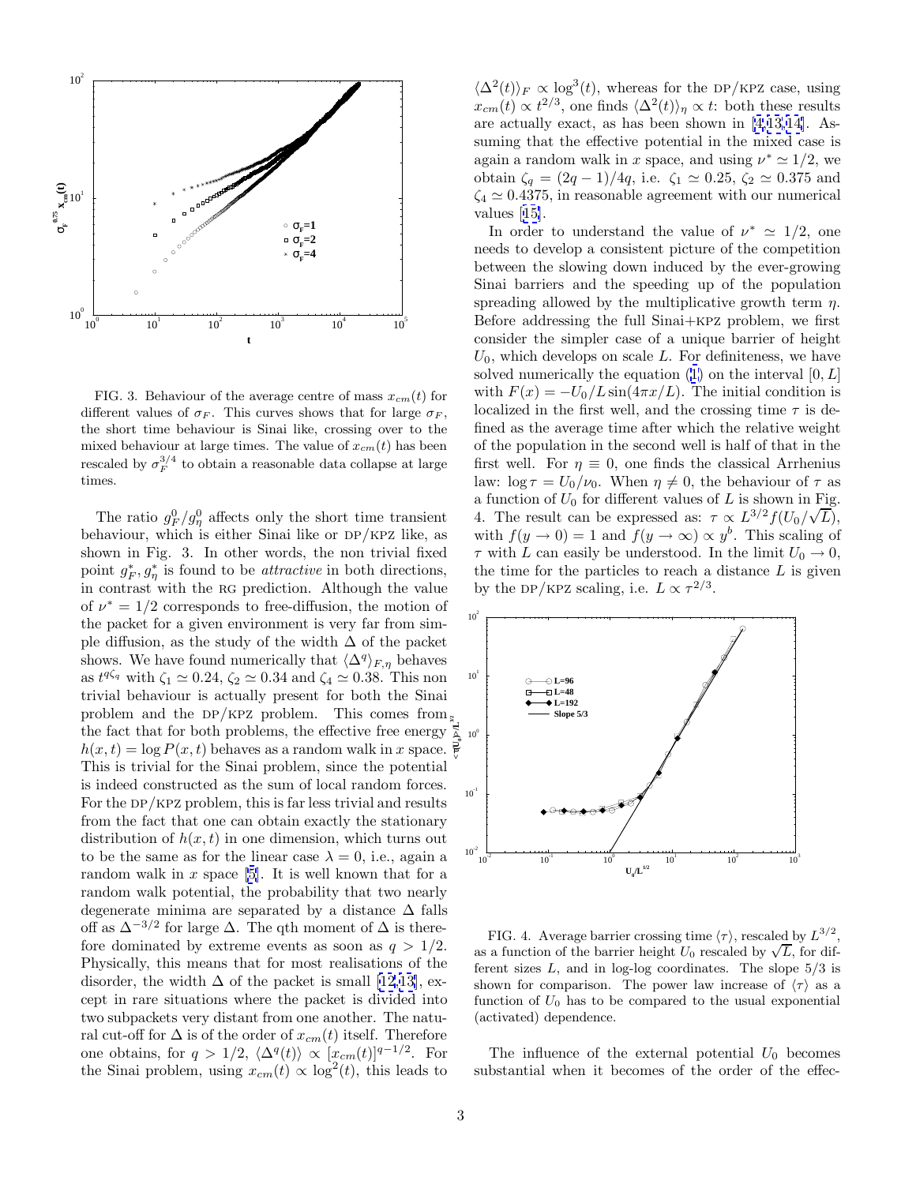FIG. 3. Behaviour of the average centre of mass $x_{cm}(t)$ for different values of $\sigma_F$. This curves shows that for large $\sigma_F$, the short time behaviour is Sinai like, crossing over to the mixed behaviour at large times. The value of $x_{cm}(t)$ has been rescaled by $\sigma_F^{3/4}$ to obtain a reasonable data collapse at large times.

The ratio $g_F^0/g_\eta^0$ affects only the short time transient behaviour, which is either Sinai like or DP/KPZ like, as shown in Fig. 3. In other words, the non trivial fixed point $g_F^*, g_\eta^*$ is found to be *attractive* in both directions, in contrast with the RG prediction. Although the value of $\nu^* = 1/2$ corresponds to free-diffusion, the motion of the packet for a given environment is very far from simple diffusion, as the study of the width $\Delta$ of the packet shows. We have found numerically that $\langle \Delta^q \rangle_{F,\eta}$ behaves as $t^{q\zeta_q}$ with $\zeta_1 \simeq 0.24$, $\zeta_2 \simeq 0.34$ and $\zeta_4 \simeq 0.38$. This non trivial behaviour is actually present for both the Sinai problem and the DP/KPZ problem. This comes from the fact that for both problems, the effective free energy $h(x,t) = \log P(x,t)$ behaves as a random walk in $x$ space. This is trivial for the Sinai problem, since the potential is indeed constructed as the sum of local random forces. For the DP/KPZ problem, this is far less trivial and results from the fact that one can obtain exactly the stationary distribution of $h(x,t)$ in one dimension, which turns out to be the same as for the linear case $\lambda = 0$, i.e., again a random walk in $x$ space [5]. It is well known that for a random walk potential, the probability that two nearly degenerate minima are separated by a distance $\Delta$ falls off as $\Delta^{-3/2}$ for large $\Delta$. The qth moment of $\Delta$ is therefore dominated by extreme events as soon as $q > 1/2$. Physically, this means that for most realisations of the disorder, the width $\Delta$ of the packet is small [12,13], except in rare situations where the packet is divided into two subpackets very distant from one another. The natural cut-off for $\Delta$ is of the order of $x_{cm}(t)$ itself. Therefore one obtains, for $q > 1/2$, $\langle \Delta^q(t) \rangle \propto [x_{cm}(t)]^{q-1/2}$. For the Sinai problem, using $x_{cm}(t) \propto \log^2(t)$, this leads to $\langle \Delta^2(t) \rangle_F \propto \log^3(t)$, whereas for the DP/KPZ case, using $x_{cm}(t) \propto t^{2/3}$, one finds $\langle \Delta^2(t) \rangle_\eta \propto t$: both these results are actually exact, as has been shown in [4,13,14]. Assuming that the effective potential in the mixed case is again a random walk in $x$ space, and using $\nu^* \simeq 1/2$, we obtain $\zeta_q = (2q-1)/4q$, i.e. $\zeta_1 \simeq 0.25$, $\zeta_2 \simeq 0.375$ and $\zeta_4 \simeq 0.4375$, in reasonable agreement with our numerical values [15].

In order to understand the value of $\nu^* \simeq 1/2$, one needs to develop a consistent picture of the competition between the slowing down induced by the ever-growing Sinai barriers and the speeding up of the population spreading allowed by the multiplicative growth term $\eta$. Before addressing the full Sinai+KPZ problem, we first consider the simpler case of a unique barrier of height $U_0$, which develops on scale $L$. For definiteness, we have solved numerically the equation (1) on the interval $[0, L]$ with $F(x) = -U_0/L \sin(4\pi x/L)$. The initial condition is localized in the first well, and the crossing time $\tau$ is defined as the average time after which the relative weight of the population in the second well is half of that in the first well. For $\eta \equiv 0$, one finds the classical Arrhenius law: $\log \tau = U_0/\nu_0$. When $\eta \neq 0$, the behaviour of $\tau$ as a function of $U_0$ for different values of $L$ is shown in Fig. 4. The result can be expressed as: $\tau \propto L^{3/2} f(U_0/\sqrt{L})$, with $f(y \to 0) = 1$ and $f(y \to \infty) \propto y^b$. This scaling of $\tau$ with $L$ can easily be understood. In the limit $U_0 \to 0$, the time for the particles to reach a distance $L$ is given by the DP/KPZ scaling, i.e. $L \propto \tau^{2/3}$.

FIG. 4. Average barrier crossing time $\langle \tau \rangle$, rescaled by $L^{3/2}$, as a function of the barrier height $U_0$ rescaled by $\sqrt{L}$, for different sizes $L$, and in log-log coordinates. The slope 5/3 is shown for comparison. The power law increase of $\langle \tau \rangle$ as a function of $U_0$ has to be compared to the usual exponential (activated) dependence.

The influence of the external potential $U_0$ becomes substantial when it becomes of the order of the effec-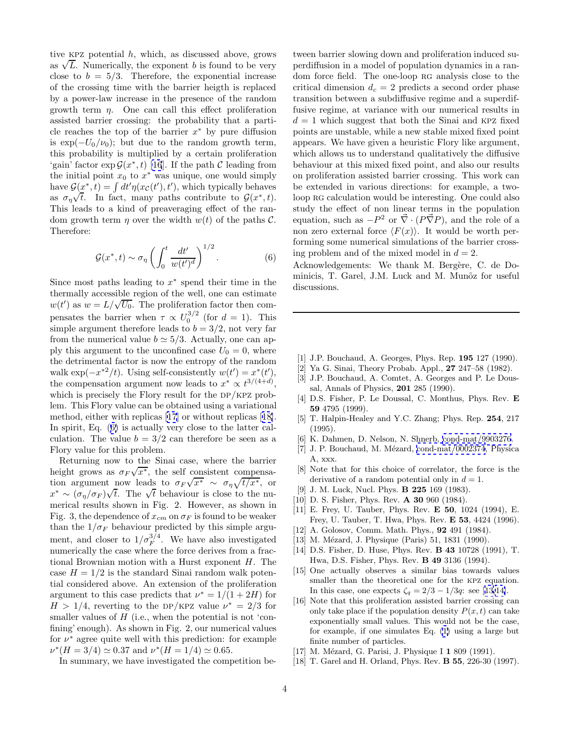tive KPZ potential $h$, which, as discussed above, grows as $\sqrt{L}$. Numerically, the exponent $b$ is found to be very close to $b = 5/3$. Therefore, the exponential increase of the crossing time with the barrier heigth is replaced by a power-law increase in the presence of the random growth term $\eta$. One can call this effect proliferation assisted barrier crossing: the probability that a particle reaches the top of the barrier $x^*$ by pure diffusion is $\exp(-U_0/\nu_0)$; but due to the random growth term, this probability is multiplied by a certain proliferation 'gain' factor $\exp \mathcal{G}(x^*, t)$ [16]. If the path $\mathcal{C}$ leading from the initial point $x_0$ to $x^*$ was unique, one would simply have $\mathcal{G}(x^*, t) = \int dt' \eta(x_{\mathcal{C}}(t'), t')$, which typically behaves as $\sigma_\eta \sqrt{t}$. In fact, many paths contribute to $\mathcal{G}(x^*, t)$. This leads to a kind of preaveraging effect of the random growth term $\eta$ over the width $w(t)$ of the paths $\mathcal{C}$. Therefore:

$$\mathcal{G}(x^*, t) \sim \sigma_\eta \left( \int_0^t \frac{dt'}{w(t')^d} \right)^{1/2}. \tag{6}$$

Since most paths leading to $x^*$ spend their time in the thermally accessible region of the well, one can estimate $w(t')$ as $w = L/\sqrt{U_0}$. The proliferation factor then compensates the barrier when $\tau \propto U_0^{3/2}$ (for $d = 1$). This simple argument therefore leads to $b = 3/2$, not very far from the numerical value $b \simeq 5/3$. Actually, one can apply this argument to the unconfined case $U_0 = 0$, where the detrimental factor is now the entropy of the random walk $\exp(-x^{*2}/t)$. Using self-consistently $w(t') = x^*(t')$, the compensation argument now leads to $x^* \propto t^{3/(4+d)}$, which is precisely the Flory result for the DP/KPZ problem. This Flory value can be obtained using a variational method, either with replicas [17] or without replicas [18]. In spirit, Eq. (6) is actually very close to the latter calculation. The value $b = 3/2$ can therefore be seen as a Flory value for this problem.

Returning now to the Sinai case, where the barrier height grows as $\sigma_F \sqrt{x^*}$, the self consistent compensation argument now leads to $\sigma_F \sqrt{x^*} \sim \sigma_\eta \sqrt{t/x^*}$, or $x^* \sim (\sigma_\eta/\sigma_F)\sqrt{t}$. The $\sqrt{t}$ behaviour is close to the numerical results shown in Fig. 2. However, as shown in Fig. 3, the dependence of $x_{cm}$ on $\sigma_F$ is found to be weaker than the $1/\sigma_F$ behaviour predicted by this simple argument, and closer to $1/\sigma_F^{3/4}$. We have also investigated numerically the case where the force derives from a fractional Brownian motion with a Hurst exponent $H$. The case $H = 1/2$ is the standard Sinai random walk potential considered above. An extension of the proliferation argument to this case predicts that $\nu^* = 1/(1 + 2H)$ for $H > 1/4$, reverting to the DP/KPZ value $\nu^* = 2/3$ for smaller values of $H$ (i.e., when the potential is not 'confining' enough). As shown in Fig. 2, our numerical values for $\nu^*$ agree quite well with this prediction: for example $\nu^*(H = 3/4) \simeq 0.37$ and $\nu^*(H = 1/4) \simeq 0.65$.

In summary, we have investigated the competition between barrier slowing down and proliferation induced superdiffusion in a model of population dynamics in a random force field. The one-loop RG analysis close to the critical dimension $d_c = 2$ predicts a second order phase transition between a subdiffusive regime and a superdiffusive regime, at variance with our numerical results in $d = 1$ which suggest that both the Sinai and KPZ fixed points are unstable, while a new stable mixed fixed point appears. We have given a heuristic Flory like argument, which allows us to understand qualitatively the diffusive behaviour at this mixed fixed point, and also our results on proliferation assisted barrier crossing. This work can be extended in various directions: for example, a two-loop RG calculation would be interesting. One could also study the effect of non linear terms in the population equation, such as $-P^2$ or $\vec{\nabla} \cdot (P \vec{\nabla} P)$, and the role of a non zero external force $\langle F(x) \rangle$. It would be worth performing some numerical simulations of the barrier crossing problem and of the mixed model in $d = 2$.

Acknowledgements: We thank M. Bergère, C. de Dominicis, T. Garel, J.M. Luck and M. Munõz for useful discussions.

---

- [1] J.P. Bouchaud, A. Georges, Phys. Rep. **195** 127 (1990).
- [2] Ya G. Sinai, Theory Probab. Appl., **27** 247–58 (1982).
- [3] J.P. Bouchaud, A. Comtet, A. Georges and P. Le Doussal, Annals of Physics, **201** 285 (1990).
- [4] D.S. Fisher, P. Le Doussal, C. Monthus, Phys. Rev. **E 59** 4795 (1999).
- [5] T. Halpin-Healey and Y.C. Zhang; Phys. Rep. **254**, 217 (1995).
- [6] K. Dahmen, D. Nelson, N. Shnerb, cond-mat/9903276.
- [7] J. P. Bouchaud, M. Mézard, cond-mat/0002374, Physica A, xxx.
- [8] Note that for this choice of correlator, the force is the derivative of a random potential only in $d = 1$.
- [9] J. M. Luck, Nucl. Phys. **B 225** 169 (1983).
- [10] D. S. Fisher, Phys. Rev. **A 30** 960 (1984).
- [11] E. Frey, U. Tauber, Phys. Rev. **E 50**, 1024 (1994), E. Frey, U. Tauber, T. Hwa, Phys. Rev. **E 53**, 4424 (1996).
- [12] A. Golosov, Comm. Math. Phys., **92** 491 (1984).
- [13] M. Mézard, J. Physique (Paris) 51, 1831 (1990).
- [14] D.S. Fisher, D. Huse, Phys. Rev. **B 43** 10728 (1991), T. Hwa, D.S. Fisher, Phys. Rev. **B 49** 3136 (1994).
- [15] One actually observes a similar bias towards values smaller than the theoretical one for the KPZ equation. In this case, one expects $\zeta_q = 2/3 - 1/3q$: see [13,14].
- [16] Note that this proliferation assisted barrier crossing can only take place if the population density $P(x, t)$ can take exponentially small values. This would not be the case, for example, if one simulates Eq. (1) using a large but finite number of particles.
- [17] M. Mézard, G. Parisi, J. Physique I **1** 809 (1991).
- [18] T. Garel and H. Orland, Phys. Rev. **B 55**, 226-30 (1997).